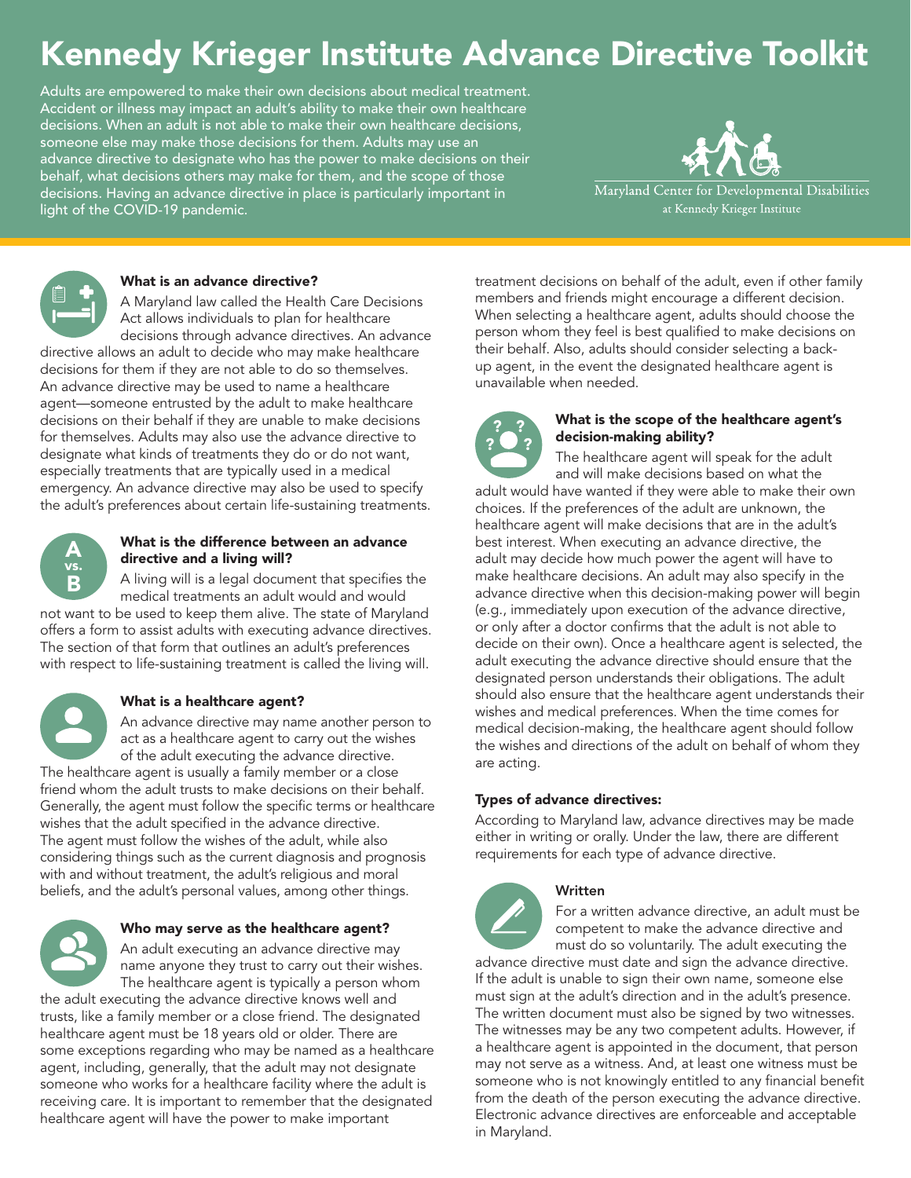# Kennedy Krieger Institute Advance Directive Toolkit

Adults are empowered to make their own decisions about medical treatment. Accident or illness may impact an adult's ability to make their own healthcare decisions. When an adult is not able to make their own healthcare decisions, someone else may make those decisions for them. Adults may use an advance directive to designate who has the power to make decisions on their behalf, what decisions others may make for them, and the scope of those decisions. Having an advance directive in place is particularly important in light of the COVID-19 pandemic.

Maryland Center for Developmental Disabilities at Kennedy Krieger Institute

### What is an advance directive?

A Maryland law called the Health Care Decisions Act allows individuals to plan for healthcare decisions through advance directives. An advance directive allows an adult to decide who may make healthcare decisions for them if they are not able to do so themselves. An advance directive may be used to name a healthcare agent—someone entrusted by the adult to make healthcare decisions on their behalf if they are unable to make decisions for themselves. Adults may also use the advance directive to designate what kinds of treatments they do or do not want, especially treatments that are typically used in a medical emergency. An advance directive may also be used to specify the adult's preferences about certain life-sustaining treatments.

### What is the difference between an advance directive and a living will?

A living will is a legal document that specifies the medical treatments an adult would and would not want to be used to keep them alive. The state of Maryland offers a form to assist adults with executing advance directives. The section of that form that outlines an adult's preferences with respect to life-sustaining treatment is called the living will.

### What is a healthcare agent?

An advance directive may name another person to act as a healthcare agent to carry out the wishes of the adult executing the advance directive. The healthcare agent is usually a family member or a close friend whom the adult trusts to make decisions on their behalf. Generally, the agent must follow the specific terms or healthcare wishes that the adult specified in the advance directive. The agent must follow the wishes of the adult, while also considering things such as the current diagnosis and prognosis with and without treatment, the adult's religious and moral beliefs, and the adult's personal values, among other things.

### Who may serve as the healthcare agent?

An adult executing an advance directive may name anyone they trust to carry out their wishes. The healthcare agent is typically a person whom the adult executing the advance directive knows well and trusts, like a family member or a close friend. The designated healthcare agent must be 18 years old or older. There are some exceptions regarding who may be named as a healthcare agent, including, generally, that the adult may not designate someone who works for a healthcare facility where the adult is receiving care. It is important to remember that the designated healthcare agent will have the power to make important treatment decisions on behalf of the adult, even if other family members and friends might encourage a different decision. When selecting a healthcare agent, adults should choose the person whom they feel is best qualified to make decisions on their behalf. Also, adults should consider selecting a back-up agent, in the event the designated healthcare agent is unavailable when needed.

### What is the scope of the healthcare agent's decision-making ability?

The healthcare agent will speak for the adult and will make decisions based on what the adult would have wanted if they were able to make their own choices. If the preferences of the adult are unknown, the healthcare agent will make decisions that are in the adult's best interest. When executing an advance directive, the adult may decide how much power the agent will have to make healthcare decisions. An adult may also specify in the advance directive when this decision-making power will begin (e.g., immediately upon execution of the advance directive, or only after a doctor confirms that the adult is not able to decide on their own). Once a healthcare agent is selected, the adult executing the advance directive should ensure that the designated person understands their obligations. The adult should also ensure that the healthcare agent understands their wishes and medical preferences. When the time comes for medical decision-making, the healthcare agent should follow the wishes and directions of the adult on behalf of whom they are acting.

### Types of advance directives:

According to Maryland law, advance directives may be made either in writing or orally. Under the law, there are different requirements for each type of advance directive.

#### Written

For a written advance directive, an adult must be competent to make the advance directive and must do so voluntarily. The adult executing the advance directive must date and sign the advance directive. If the adult is unable to sign their own name, someone else must sign at the adult's direction and in the adult's presence. The written document must also be signed by two witnesses. The witnesses may be any two competent adults. However, if a healthcare agent is appointed in the document, that person may not serve as a witness. And, at least one witness must be someone who is not knowingly entitled to any financial benefit from the death of the person executing the advance directive. Electronic advance directives are enforceable and acceptable in Maryland.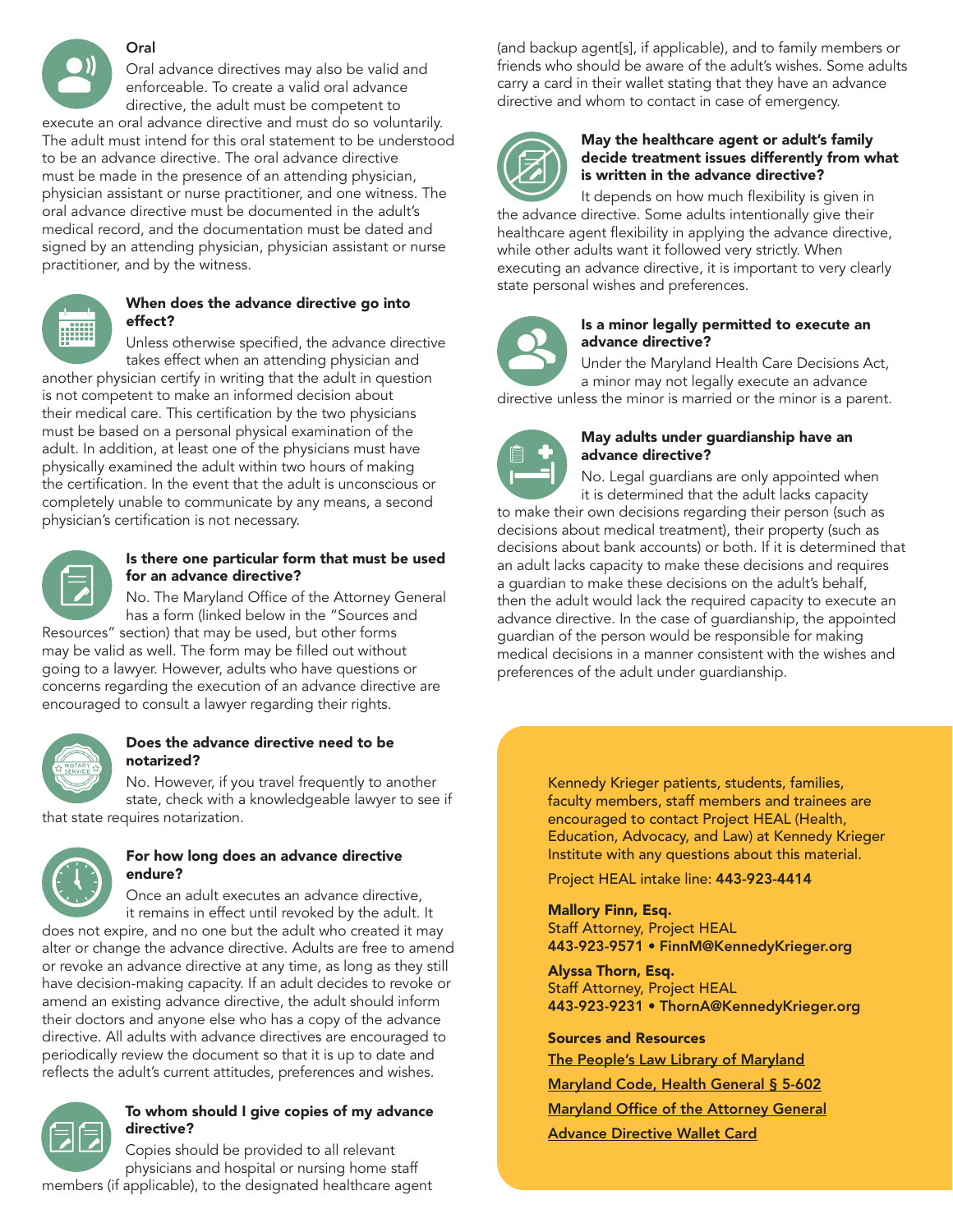### Oral

Oral advance directives may also be valid and enforceable. To create a valid oral advance directive, the adult must be competent to execute an oral advance directive and must do so voluntarily. The adult must intend for this oral statement to be understood to be an advance directive. The oral advance directive must be made in the presence of an attending physician, physician assistant or nurse practitioner, and one witness. The oral advance directive must be documented in the adult's medical record, and the documentation must be dated and signed by an attending physician, physician assistant or nurse practitioner, and by the witness.

### When does the advance directive go into effect?

Unless otherwise specified, the advance directive takes effect when an attending physician and another physician certify in writing that the adult in question is not competent to make an informed decision about their medical care. This certification by the two physicians must be based on a personal physical examination of the adult. In addition, at least one of the physicians must have physically examined the adult within two hours of making the certification. In the event that the adult is unconscious or completely unable to communicate by any means, a second physician's certification is not necessary.

### Is there one particular form that must be used for an advance directive?

No. The Maryland Office of the Attorney General has a form (linked below in the "Sources and Resources" section) that may be used, but other forms may be valid as well. The form may be filled out without going to a lawyer. However, adults who have questions or concerns regarding the execution of an advance directive are encouraged to consult a lawyer regarding their rights.

### Does the advance directive need to be notarized?

No. However, if you travel frequently to another state, check with a knowledgeable lawyer to see if that state requires notarization.

### For how long does an advance directive endure?

Once an adult executes an advance directive, it remains in effect until revoked by the adult. It does not expire, and no one but the adult who created it may alter or change the advance directive. Adults are free to amend or revoke an advance directive at any time, as long as they still have decision-making capacity. If an adult decides to revoke or amend an existing advance directive, the adult should inform their doctors and anyone else who has a copy of the advance directive. All adults with advance directives are encouraged to periodically review the document so that it is up to date and reflects the adult's current attitudes, preferences and wishes.

### To whom should I give copies of my advance directive?

Copies should be provided to all relevant physicians and hospital or nursing home staff members (if applicable), to the designated healthcare agent (and backup agent[s], if applicable), and to family members or friends who should be aware of the adult's wishes. Some adults carry a card in their wallet stating that they have an advance directive and whom to contact in case of emergency.

### May the healthcare agent or adult's family decide treatment issues differently from what is written in the advance directive?

It depends on how much flexibility is given in the advance directive. Some adults intentionally give their healthcare agent flexibility in applying the advance directive, while other adults want it followed very strictly. When executing an advance directive, it is important to very clearly state personal wishes and preferences.

### Is a minor legally permitted to execute an advance directive?

Under the Maryland Health Care Decisions Act, a minor may not legally execute an advance directive unless the minor is married or the minor is a parent.

### May adults under guardianship have an advance directive?

No. Legal guardians are only appointed when it is determined that the adult lacks capacity to make their own decisions regarding their person (such as decisions about medical treatment), their property (such as decisions about bank accounts) or both. If it is determined that an adult lacks capacity to make these decisions and requires a guardian to make these decisions on the adult's behalf, then the adult would lack the required capacity to execute an advance directive. In the case of guardianship, the appointed guardian of the person would be responsible for making medical decisions in a manner consistent with the wishes and preferences of the adult under guardianship.

---

Kennedy Krieger patients, students, families, faculty members, staff members and trainees are encouraged to contact Project HEAL (Health, Education, Advocacy, and Law) at Kennedy Krieger Institute with any questions about this material.

Project HEAL intake line: **443-923-4414**

**Mallory Finn, Esq.**
Staff Attorney, Project HEAL
**443-923-9571 • FinnM@KennedyKrieger.org**

**Alyssa Thorn, Esq.**
Staff Attorney, Project HEAL
**443-923-9231 • ThornA@KennedyKrieger.org**

**Sources and Resources**

The People's Law Library of Maryland

Maryland Code, Health General § 5-602

Maryland Office of the Attorney General

Advance Directive Wallet Card